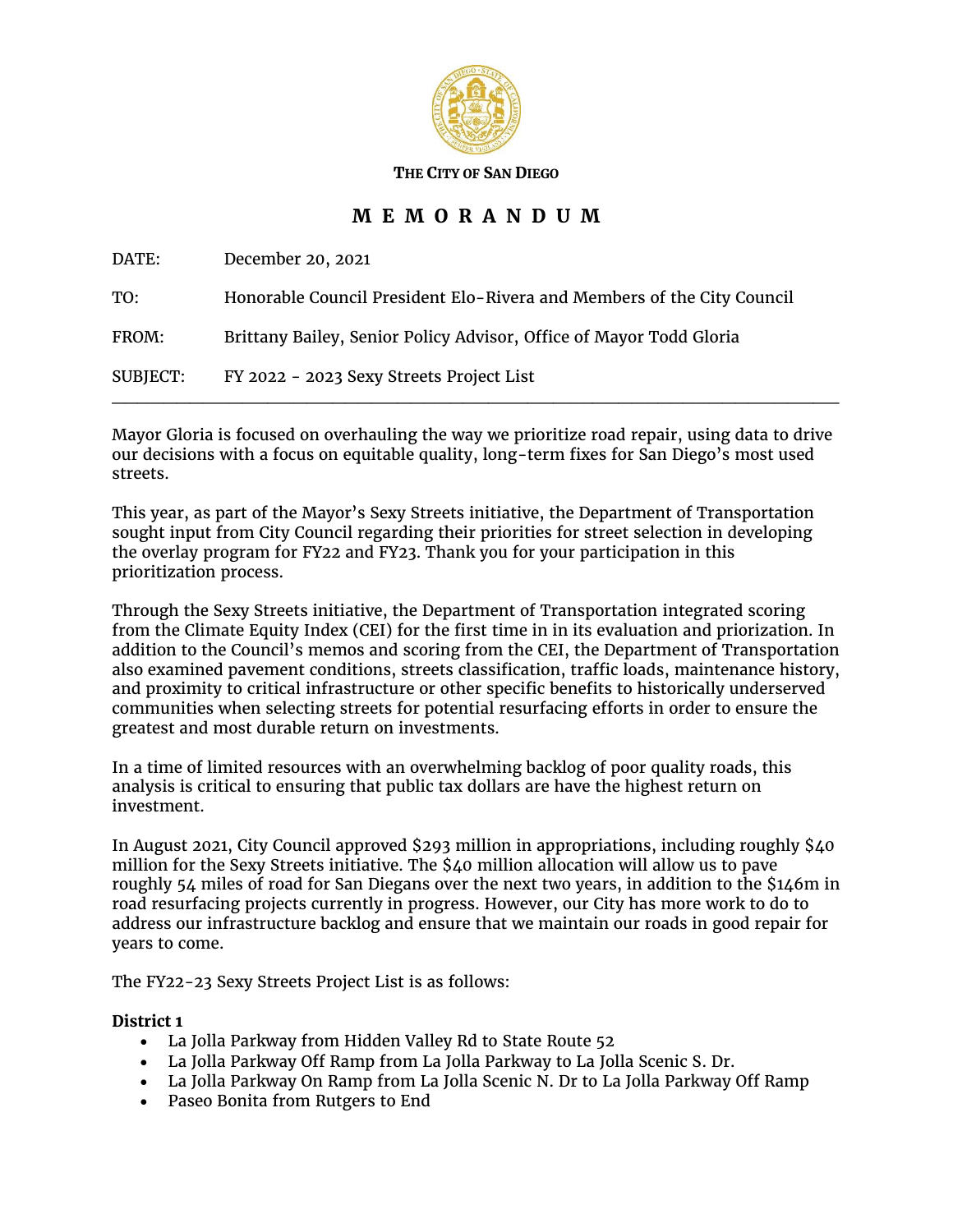**THE CITY OF SAN DIEGO**

# M E M O R A N D U M

DATE: December 20, 2021

TO: Honorable Council President Elo-Rivera and Members of the City Council

FROM: Brittany Bailey, Senior Policy Advisor, Office of Mayor Todd Gloria

SUBJECT: FY 2022 - 2023 Sexy Streets Project List

---

Mayor Gloria is focused on overhauling the way we prioritize road repair, using data to drive our decisions with a focus on equitable quality, long-term fixes for San Diego's most used streets.

This year, as part of the Mayor's Sexy Streets initiative, the Department of Transportation sought input from City Council regarding their priorities for street selection in developing the overlay program for FY22 and FY23. Thank you for your participation in this prioritization process.

Through the Sexy Streets initiative, the Department of Transportation integrated scoring from the Climate Equity Index (CEI) for the first time in in its evaluation and priorization. In addition to the Council's memos and scoring from the CEI, the Department of Transportation also examined pavement conditions, streets classification, traffic loads, maintenance history, and proximity to critical infrastructure or other specific benefits to historically underserved communities when selecting streets for potential resurfacing efforts in order to ensure the greatest and most durable return on investments.

In a time of limited resources with an overwhelming backlog of poor quality roads, this analysis is critical to ensuring that public tax dollars are have the highest return on investment.

In August 2021, City Council approved $293 million in appropriations, including roughly $40 million for the Sexy Streets initiative. The $40 million allocation will allow us to pave roughly 54 miles of road for San Diegans over the next two years, in addition to the $146m in road resurfacing projects currently in progress. However, our City has more work to do to address our infrastructure backlog and ensure that we maintain our roads in good repair for years to come.

The FY22-23 Sexy Streets Project List is as follows:

**District 1**

- La Jolla Parkway from Hidden Valley Rd to State Route 52
- La Jolla Parkway Off Ramp from La Jolla Parkway to La Jolla Scenic S. Dr.
- La Jolla Parkway On Ramp from La Jolla Scenic N. Dr to La Jolla Parkway Off Ramp
- Paseo Bonita from Rutgers to End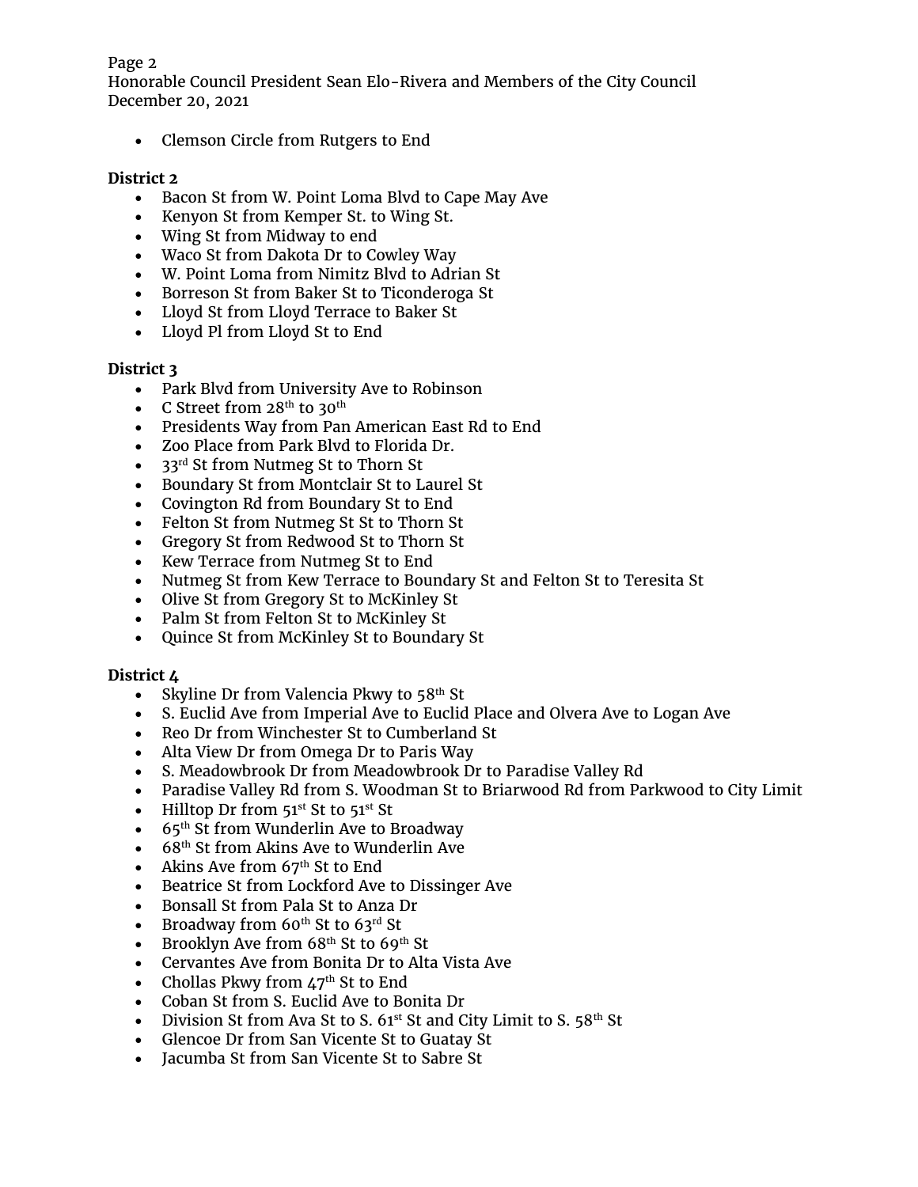- Clemson Circle from Rutgers to End

**District 2**

- Bacon St from W. Point Loma Blvd to Cape May Ave
- Kenyon St from Kemper St. to Wing St.
- Wing St from Midway to end
- Waco St from Dakota Dr to Cowley Way
- W. Point Loma from Nimitz Blvd to Adrian St
- Borreson St from Baker St to Ticonderoga St
- Lloyd St from Lloyd Terrace to Baker St
- Lloyd Pl from Lloyd St to End

**District 3**

- Park Blvd from University Ave to Robinson
- C Street from 28th to 30th
- Presidents Way from Pan American East Rd to End
- Zoo Place from Park Blvd to Florida Dr.
- 33rd St from Nutmeg St to Thorn St
- Boundary St from Montclair St to Laurel St
- Covington Rd from Boundary St to End
- Felton St from Nutmeg St St to Thorn St
- Gregory St from Redwood St to Thorn St
- Kew Terrace from Nutmeg St to End
- Nutmeg St from Kew Terrace to Boundary St and Felton St to Teresita St
- Olive St from Gregory St to McKinley St
- Palm St from Felton St to McKinley St
- Quince St from McKinley St to Boundary St

**District 4**

- Skyline Dr from Valencia Pkwy to 58th St
- S. Euclid Ave from Imperial Ave to Euclid Place and Olvera Ave to Logan Ave
- Reo Dr from Winchester St to Cumberland St
- Alta View Dr from Omega Dr to Paris Way
- S. Meadowbrook Dr from Meadowbrook Dr to Paradise Valley Rd
- Paradise Valley Rd from S. Woodman St to Briarwood Rd from Parkwood to City Limit
- Hilltop Dr from 51st St to 51st St
- 65th St from Wunderlin Ave to Broadway
- 68th St from Akins Ave to Wunderlin Ave
- Akins Ave from 67th St to End
- Beatrice St from Lockford Ave to Dissinger Ave
- Bonsall St from Pala St to Anza Dr
- Broadway from 60th St to 63rd St
- Brooklyn Ave from 68th St to 69th St
- Cervantes Ave from Bonita Dr to Alta Vista Ave
- Chollas Pkwy from 47th St to End
- Coban St from S. Euclid Ave to Bonita Dr
- Division St from Ava St to S. 61st St and City Limit to S. 58th St
- Glencoe Dr from San Vicente St to Guatay St
- Jacumba St from San Vicente St to Sabre St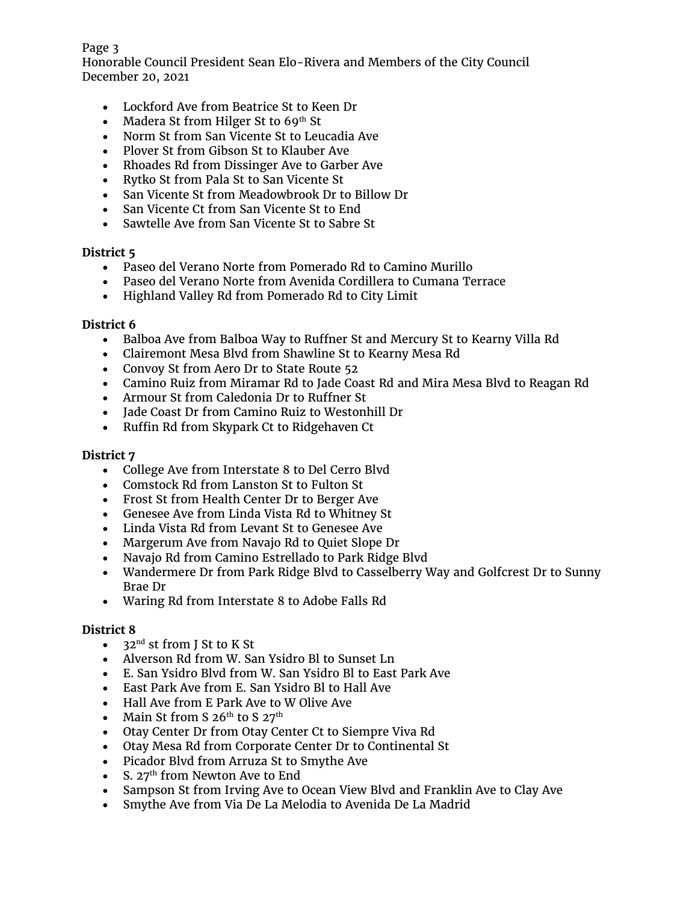- Lockford Ave from Beatrice St to Keen Dr
- Madera St from Hilger St to 69th St
- Norm St from San Vicente St to Leucadia Ave
- Plover St from Gibson St to Klauber Ave
- Rhoades Rd from Dissinger Ave to Garber Ave
- Rytko St from Pala St to San Vicente St
- San Vicente St from Meadowbrook Dr to Billow Dr
- San Vicente Ct from San Vicente St to End
- Sawtelle Ave from San Vicente St to Sabre St

**District 5**

- Paseo del Verano Norte from Pomerado Rd to Camino Murillo
- Paseo del Verano Norte from Avenida Cordillera to Cumana Terrace
- Highland Valley Rd from Pomerado Rd to City Limit

**District 6**

- Balboa Ave from Balboa Way to Ruffner St and Mercury St to Kearny Villa Rd
- Clairemont Mesa Blvd from Shawline St to Kearny Mesa Rd
- Convoy St from Aero Dr to State Route 52
- Camino Ruiz from Miramar Rd to Jade Coast Rd and Mira Mesa Blvd to Reagan Rd
- Armour St from Caledonia Dr to Ruffner St
- Jade Coast Dr from Camino Ruiz to Westonhill Dr
- Ruffin Rd from Skypark Ct to Ridgehaven Ct

**District 7**

- College Ave from Interstate 8 to Del Cerro Blvd
- Comstock Rd from Lanston St to Fulton St
- Frost St from Health Center Dr to Berger Ave
- Genesee Ave from Linda Vista Rd to Whitney St
- Linda Vista Rd from Levant St to Genesee Ave
- Margerum Ave from Navajo Rd to Quiet Slope Dr
- Navajo Rd from Camino Estrellado to Park Ridge Blvd
- Wandermere Dr from Park Ridge Blvd to Casselberry Way and Golfcrest Dr to Sunny Brae Dr
- Waring Rd from Interstate 8 to Adobe Falls Rd

**District 8**

- 32nd st from J St to K St
- Alverson Rd from W. San Ysidro Bl to Sunset Ln
- E. San Ysidro Blvd from W. San Ysidro Bl to East Park Ave
- East Park Ave from E. San Ysidro Bl to Hall Ave
- Hall Ave from E Park Ave to W Olive Ave
- Main St from S 26th to S 27th
- Otay Center Dr from Otay Center Ct to Siempre Viva Rd
- Otay Mesa Rd from Corporate Center Dr to Continental St
- Picador Blvd from Arruza St to Smythe Ave
- S. 27th from Newton Ave to End
- Sampson St from Irving Ave to Ocean View Blvd and Franklin Ave to Clay Ave
- Smythe Ave from Via De La Melodia to Avenida De La Madrid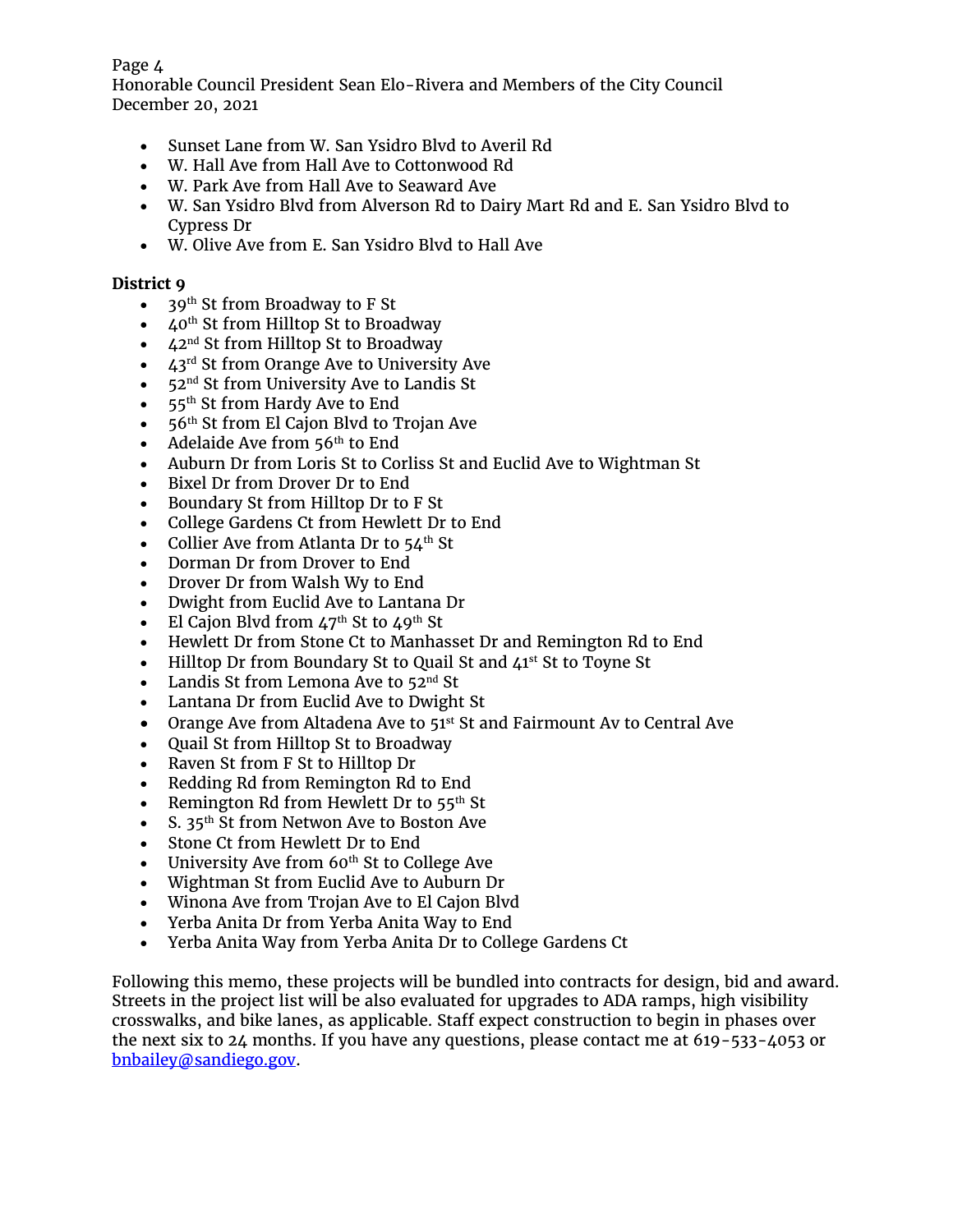- Sunset Lane from W. San Ysidro Blvd to Averil Rd
- W. Hall Ave from Hall Ave to Cottonwood Rd
- W. Park Ave from Hall Ave to Seaward Ave
- W. San Ysidro Blvd from Alverson Rd to Dairy Mart Rd and E. San Ysidro Blvd to Cypress Dr
- W. Olive Ave from E. San Ysidro Blvd to Hall Ave

**District 9**

- 39th St from Broadway to F St
- 40th St from Hilltop St to Broadway
- 42nd St from Hilltop St to Broadway
- 43rd St from Orange Ave to University Ave
- 52nd St from University Ave to Landis St
- 55th St from Hardy Ave to End
- 56th St from El Cajon Blvd to Trojan Ave
- Adelaide Ave from 56th to End
- Auburn Dr from Loris St to Corliss St and Euclid Ave to Wightman St
- Bixel Dr from Drover Dr to End
- Boundary St from Hilltop Dr to F St
- College Gardens Ct from Hewlett Dr to End
- Collier Ave from Atlanta Dr to 54th St
- Dorman Dr from Drover to End
- Drover Dr from Walsh Wy to End
- Dwight from Euclid Ave to Lantana Dr
- El Cajon Blvd from 47th St to 49th St
- Hewlett Dr from Stone Ct to Manhasset Dr and Remington Rd to End
- Hilltop Dr from Boundary St to Quail St and 41st St to Toyne St
- Landis St from Lemona Ave to 52nd St
- Lantana Dr from Euclid Ave to Dwight St
- Orange Ave from Altadena Ave to 51st St and Fairmount Av to Central Ave
- Quail St from Hilltop St to Broadway
- Raven St from F St to Hilltop Dr
- Redding Rd from Remington Rd to End
- Remington Rd from Hewlett Dr to 55th St
- S. 35th St from Netwon Ave to Boston Ave
- Stone Ct from Hewlett Dr to End
- University Ave from 60th St to College Ave
- Wightman St from Euclid Ave to Auburn Dr
- Winona Ave from Trojan Ave to El Cajon Blvd
- Yerba Anita Dr from Yerba Anita Way to End
- Yerba Anita Way from Yerba Anita Dr to College Gardens Ct

Following this memo, these projects will be bundled into contracts for design, bid and award. Streets in the project list will be also evaluated for upgrades to ADA ramps, high visibility crosswalks, and bike lanes, as applicable. Staff expect construction to begin in phases over the next six to 24 months. If you have any questions, please contact me at 619-533-4053 or bnbailey@sandiego.gov.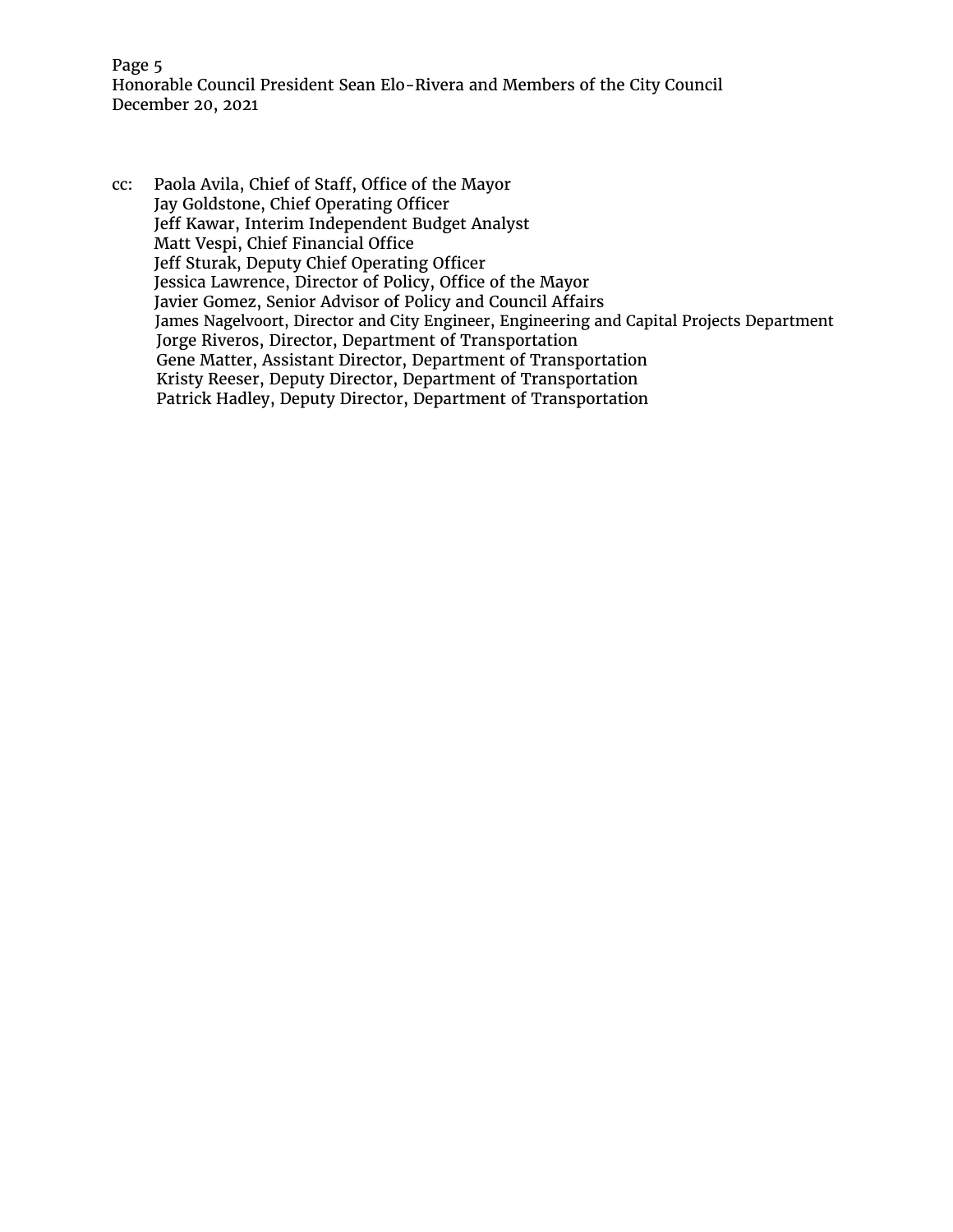cc: Paola Avila, Chief of Staff, Office of the Mayor
Jay Goldstone, Chief Operating Officer
Jeff Kawar, Interim Independent Budget Analyst
Matt Vespi, Chief Financial Office
Jeff Sturak, Deputy Chief Operating Officer
Jessica Lawrence, Director of Policy, Office of the Mayor
Javier Gomez, Senior Advisor of Policy and Council Affairs
James Nagelvoort, Director and City Engineer, Engineering and Capital Projects Department
Jorge Riveros, Director, Department of Transportation
Gene Matter, Assistant Director, Department of Transportation
Kristy Reeser, Deputy Director, Department of Transportation
Patrick Hadley, Deputy Director, Department of Transportation